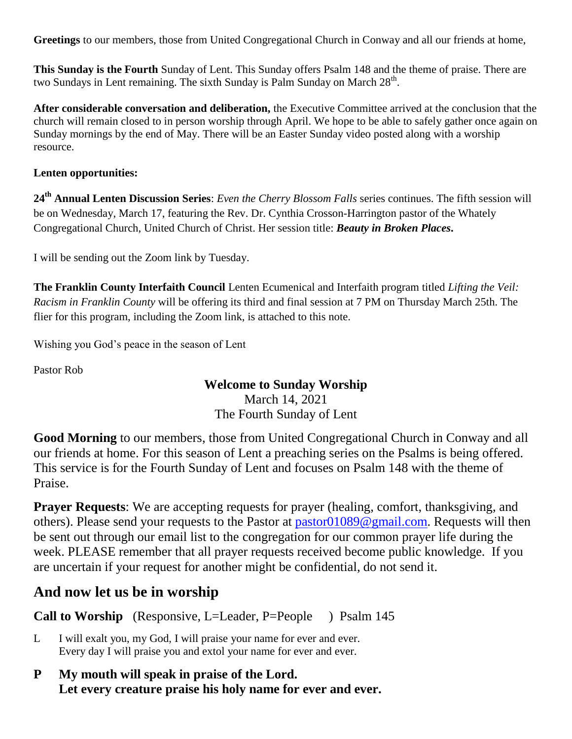**Greetings** to our members, those from United Congregational Church in Conway and all our friends at home,

**This Sunday is the Fourth** Sunday of Lent. This Sunday offers Psalm 148 and the theme of praise. There are two Sundays in Lent remaining. The sixth Sunday is Palm Sunday on March 28th.

**After considerable conversation and deliberation,** the Executive Committee arrived at the conclusion that the church will remain closed to in person worship through April. We hope to be able to safely gather once again on Sunday mornings by the end of May. There will be an Easter Sunday video posted along with a worship resource.

**Lenten opportunities:**

**24th Annual Lenten Discussion Series**: *Even the Cherry Blossom Falls* series continues. The fifth session will be on Wednesday, March 17, featuring the Rev. Dr. Cynthia Crosson-Harrington pastor of the Whately Congregational Church, United Church of Christ. Her session title: ***Beauty in Broken Places.***

I will be sending out the Zoom link by Tuesday.

**The Franklin County Interfaith Council** Lenten Ecumenical and Interfaith program titled *Lifting the Veil: Racism in Franklin County* will be offering its third and final session at 7 PM on Thursday March 25th. The flier for this program, including the Zoom link, is attached to this note.

Wishing you God's peace in the season of Lent

Pastor Rob

**Welcome to Sunday Worship**
March 14, 2021
The Fourth Sunday of Lent

**Good Morning** to our members, those from United Congregational Church in Conway and all our friends at home. For this season of Lent a preaching series on the Psalms is being offered. This service is for the Fourth Sunday of Lent and focuses on Psalm 148 with the theme of Praise.

**Prayer Requests**: We are accepting requests for prayer (healing, comfort, thanksgiving, and others). Please send your requests to the Pastor at pastor01089@gmail.com. Requests will then be sent out through our email list to the congregation for our common prayer life during the week. PLEASE remember that all prayer requests received become public knowledge. If you are uncertain if your request for another might be confidential, do not send it.

## And now let us be in worship

**Call to Worship** (Responsive, L=Leader, P=People ) Psalm 145

L I will exalt you, my God, I will praise your name for ever and ever.
Every day I will praise you and extol your name for ever and ever.

**P My mouth will speak in praise of the Lord.
Let every creature praise his holy name for ever and ever.**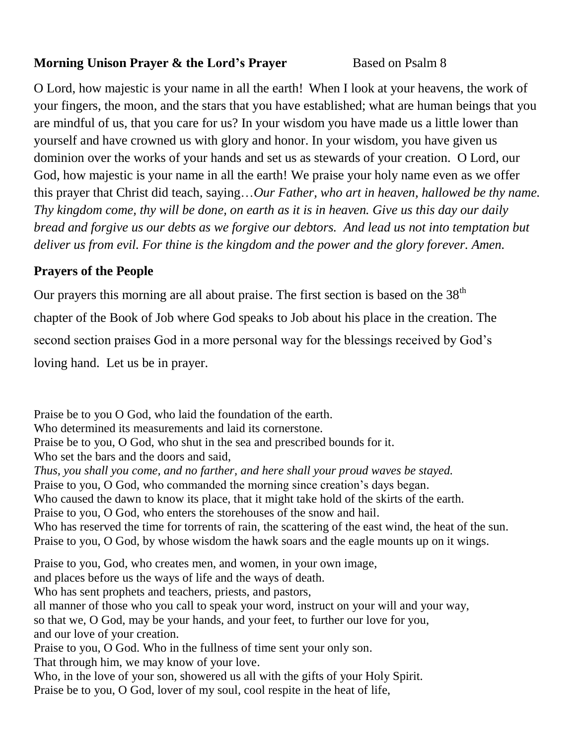**Morning Unison Prayer & the Lord's Prayer** Based on Psalm 8

O Lord, how majestic is your name in all the earth! When I look at your heavens, the work of your fingers, the moon, and the stars that you have established; what are human beings that you are mindful of us, that you care for us? In your wisdom you have made us a little lower than yourself and have crowned us with glory and honor. In your wisdom, you have given us dominion over the works of your hands and set us as stewards of your creation. O Lord, our God, how majestic is your name in all the earth! We praise your holy name even as we offer this prayer that Christ did teach, saying…*Our Father, who art in heaven, hallowed be thy name. Thy kingdom come, thy will be done, on earth as it is in heaven. Give us this day our daily bread and forgive us our debts as we forgive our debtors. And lead us not into temptation but deliver us from evil. For thine is the kingdom and the power and the glory forever. Amen.*

**Prayers of the People**

Our prayers this morning are all about praise. The first section is based on the 38th chapter of the Book of Job where God speaks to Job about his place in the creation. The second section praises God in a more personal way for the blessings received by God's loving hand. Let us be in prayer.

Praise be to you O God, who laid the foundation of the earth.
Who determined its measurements and laid its cornerstone.
Praise be to you, O God, who shut in the sea and prescribed bounds for it.
Who set the bars and the doors and said,
*Thus, you shall you come, and no farther, and here shall your proud waves be stayed.*
Praise to you, O God, who commanded the morning since creation's days began.
Who caused the dawn to know its place, that it might take hold of the skirts of the earth.
Praise to you, O God, who enters the storehouses of the snow and hail.
Who has reserved the time for torrents of rain, the scattering of the east wind, the heat of the sun.
Praise to you, O God, by whose wisdom the hawk soars and the eagle mounts up on it wings.

Praise to you, God, who creates men, and women, in your own image,
and places before us the ways of life and the ways of death.
Who has sent prophets and teachers, priests, and pastors,
all manner of those who you call to speak your word, instruct on your will and your way,
so that we, O God, may be your hands, and your feet, to further our love for you,
and our love of your creation.
Praise to you, O God. Who in the fullness of time sent your only son.
That through him, we may know of your love.
Who, in the love of your son, showered us all with the gifts of your Holy Spirit.
Praise be to you, O God, lover of my soul, cool respite in the heat of life,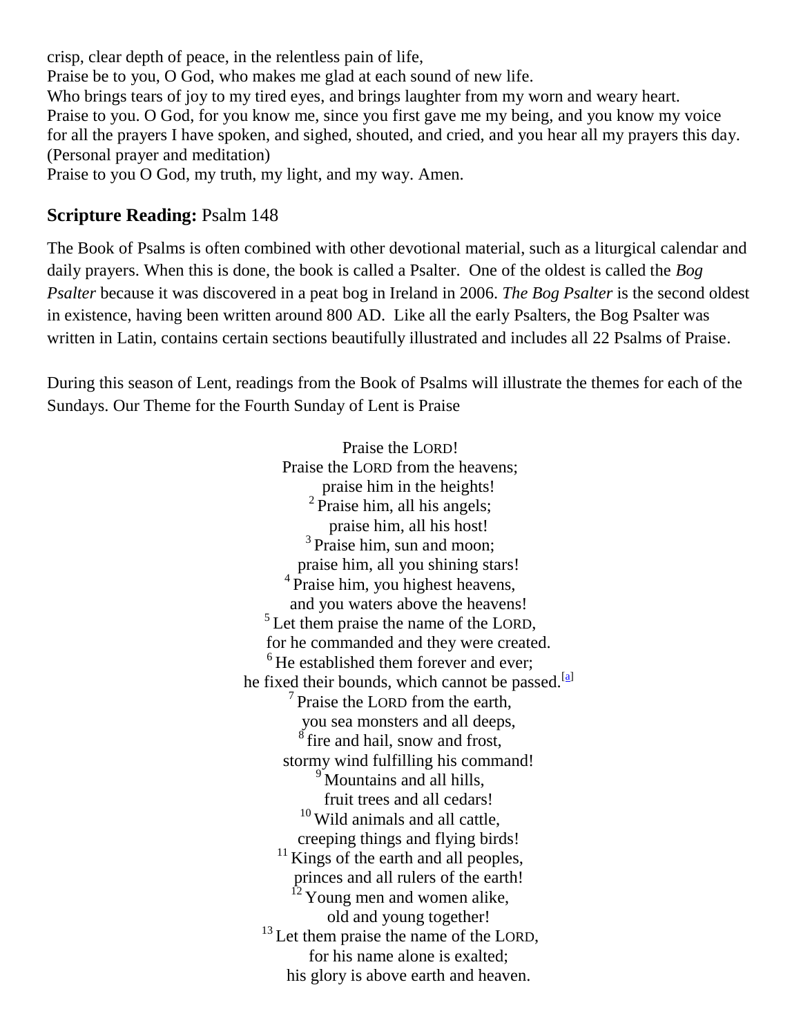crisp, clear depth of peace, in the relentless pain of life,
Praise be to you, O God, who makes me glad at each sound of new life.
Who brings tears of joy to my tired eyes, and brings laughter from my worn and weary heart.
Praise to you. O God, for you know me, since you first gave me my being, and you know my voice for all the prayers I have spoken, and sighed, shouted, and cried, and you hear all my prayers this day.
(Personal prayer and meditation)
Praise to you O God, my truth, my light, and my way. Amen.

**Scripture Reading:** Psalm 148

The Book of Psalms is often combined with other devotional material, such as a liturgical calendar and daily prayers. When this is done, the book is called a Psalter. One of the oldest is called the *Bog Psalter* because it was discovered in a peat bog in Ireland in 2006. *The Bog Psalter* is the second oldest in existence, having been written around 800 AD. Like all the early Psalters, the Bog Psalter was written in Latin, contains certain sections beautifully illustrated and includes all 22 Psalms of Praise.

During this season of Lent, readings from the Book of Psalms will illustrate the themes for each of the Sundays. Our Theme for the Fourth Sunday of Lent is Praise

Praise the LORD!
Praise the LORD from the heavens;
praise him in the heights!
2 Praise him, all his angels;
praise him, all his host!
3 Praise him, sun and moon;
praise him, all you shining stars!
4 Praise him, you highest heavens,
and you waters above the heavens!
5 Let them praise the name of the LORD,
for he commanded and they were created.
6 He established them forever and ever;
he fixed their bounds, which cannot be passed.[a]
7 Praise the LORD from the earth,
you sea monsters and all deeps,
8 fire and hail, snow and frost,
stormy wind fulfilling his command!
9 Mountains and all hills,
fruit trees and all cedars!
10 Wild animals and all cattle,
creeping things and flying birds!
11 Kings of the earth and all peoples,
princes and all rulers of the earth!
12 Young men and women alike,
old and young together!
13 Let them praise the name of the LORD,
for his name alone is exalted;
his glory is above earth and heaven.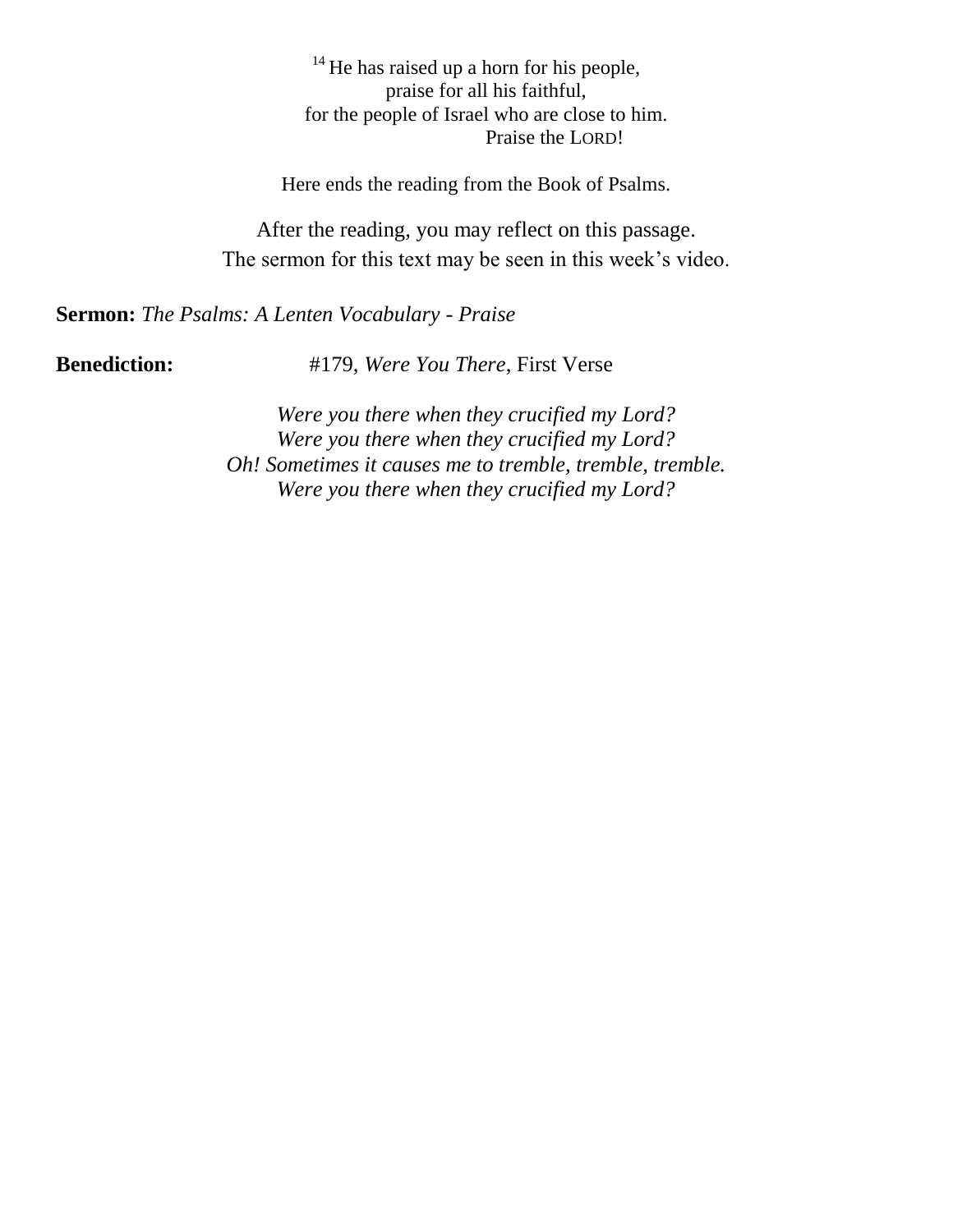[14] He has raised up a horn for his people,
praise for all his faithful,
for the people of Israel who are close to him.
Praise the LORD!

Here ends the reading from the Book of Psalms.

After the reading, you may reflect on this passage.
The sermon for this text may be seen in this week's video.

**Sermon:** *The Psalms: A Lenten Vocabulary - Praise*

**Benediction:** #179, *Were You There*, First Verse

*Were you there when they crucified my Lord?*
*Were you there when they crucified my Lord?*
*Oh! Sometimes it causes me to tremble, tremble, tremble.*
*Were you there when they crucified my Lord?*